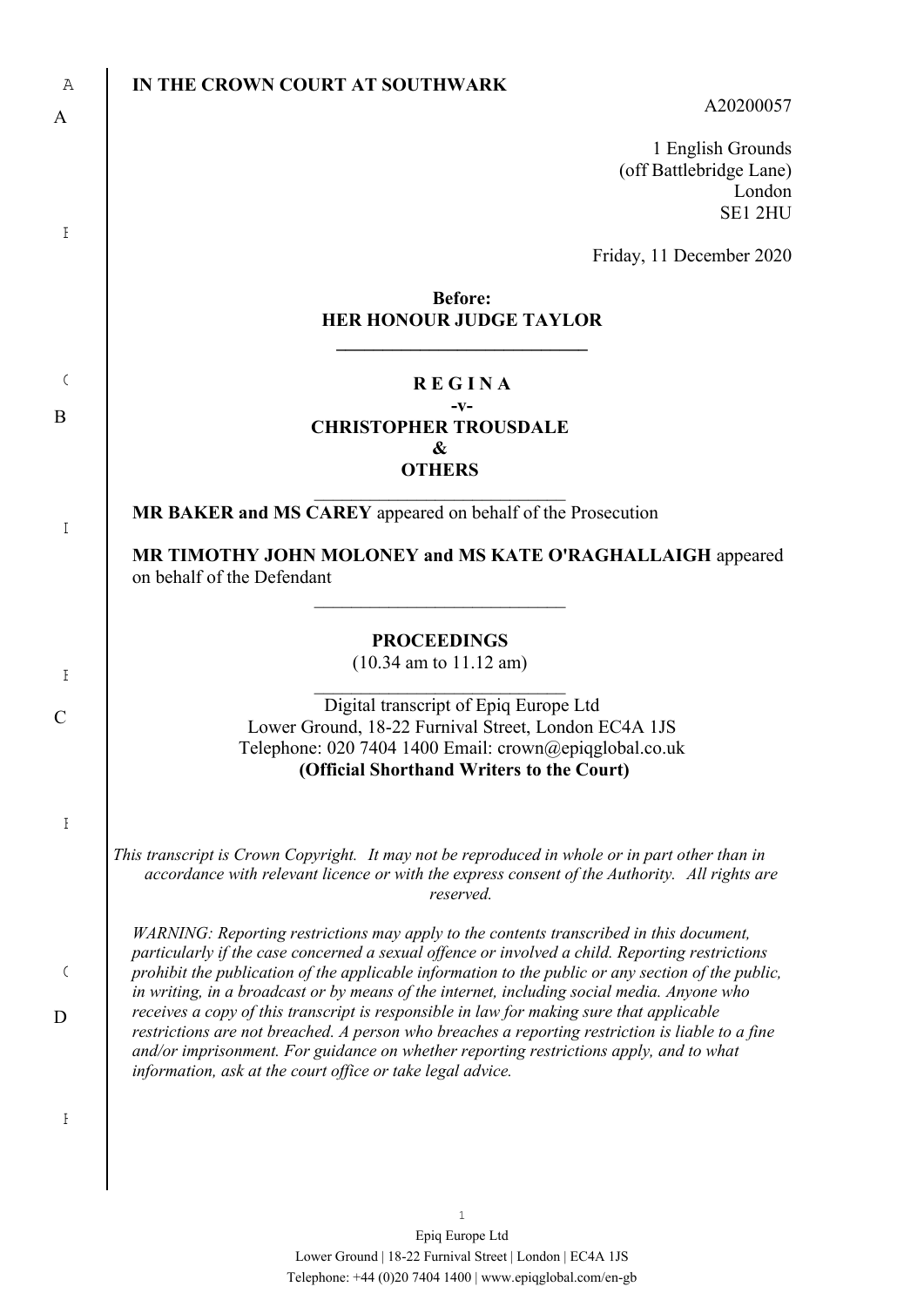**IN THE CROWN COURT AT SOUTHWARK**

A20200057

1 English Grounds
(off Battlebridge Lane)
London
SE1 2HU

Friday, 11 December 2020

**Before:**
**HER HONOUR JUDGE TAYLOR**

---

**R E G I N A**
**-v-**
**CHRISTOPHER TROUSDALE**
**&**
**OTHERS**

---

**MR BAKER and MS CAREY** appeared on behalf of the Prosecution

**MR TIMOTHY JOHN MOLONEY and MS KATE O'RAGHALLAIGH** appeared on behalf of the Defendant

---

**PROCEEDINGS**
(10.34 am to 11.12 am)

---

Digital transcript of Epiq Europe Ltd
Lower Ground, 18-22 Furnival Street, London EC4A 1JS
Telephone: 020 7404 1400 Email: crown@epiqglobal.co.uk
**(Official Shorthand Writers to the Court)**

*This transcript is Crown Copyright. It may not be reproduced in whole or in part other than in accordance with relevant licence or with the express consent of the Authority. All rights are reserved.*

*WARNING: Reporting restrictions may apply to the contents transcribed in this document, particularly if the case concerned a sexual offence or involved a child. Reporting restrictions prohibit the publication of the applicable information to the public or any section of the public, in writing, in a broadcast or by means of the internet, including social media. Anyone who receives a copy of this transcript is responsible in law for making sure that applicable restrictions are not breached. A person who breaches a reporting restriction is liable to a fine and/or imprisonment. For guidance on whether reporting restrictions apply, and to what information, ask at the court office or take legal advice.*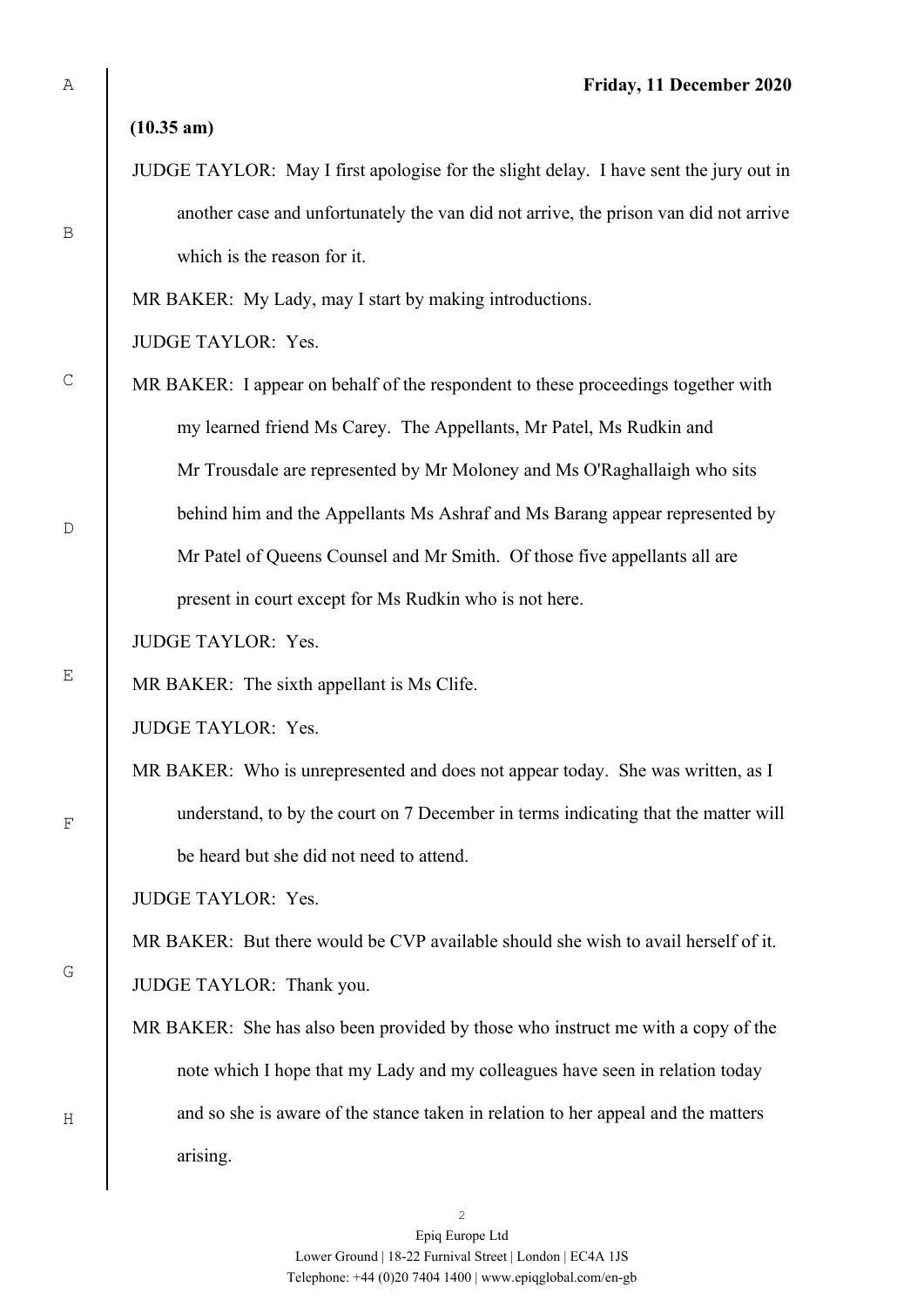**Friday, 11 December 2020**

**(10.35 am)**

JUDGE TAYLOR: May I first apologise for the slight delay. I have sent the jury out in another case and unfortunately the van did not arrive, the prison van did not arrive which is the reason for it.

MR BAKER: My Lady, may I start by making introductions.

JUDGE TAYLOR: Yes.

MR BAKER: I appear on behalf of the respondent to these proceedings together with my learned friend Ms Carey. The Appellants, Mr Patel, Ms Rudkin and Mr Trousdale are represented by Mr Moloney and Ms O'Raghallaigh who sits behind him and the Appellants Ms Ashraf and Ms Barang appear represented by Mr Patel of Queens Counsel and Mr Smith. Of those five appellants all are present in court except for Ms Rudkin who is not here.

JUDGE TAYLOR: Yes.

MR BAKER: The sixth appellant is Ms Clife.

JUDGE TAYLOR: Yes.

MR BAKER: Who is unrepresented and does not appear today. She was written, as I understand, to by the court on 7 December in terms indicating that the matter will be heard but she did not need to attend.

JUDGE TAYLOR: Yes.

MR BAKER: But there would be CVP available should she wish to avail herself of it.

JUDGE TAYLOR: Thank you.

MR BAKER: She has also been provided by those who instruct me with a copy of the note which I hope that my Lady and my colleagues have seen in relation today and so she is aware of the stance taken in relation to her appeal and the matters arising.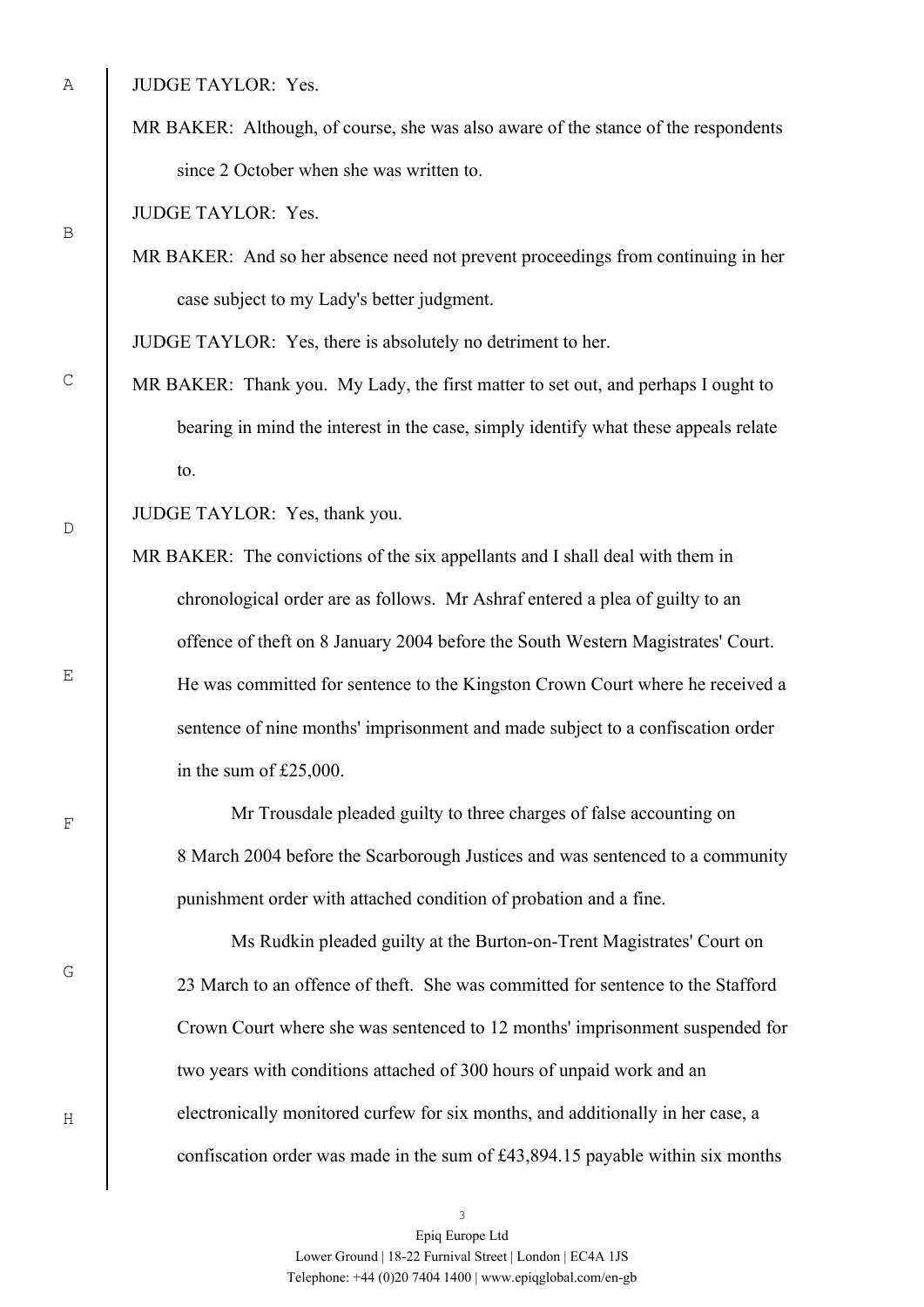JUDGE TAYLOR: Yes.

MR BAKER: Although, of course, she was also aware of the stance of the respondents since 2 October when she was written to.

JUDGE TAYLOR: Yes.

MR BAKER: And so her absence need not prevent proceedings from continuing in her case subject to my Lady's better judgment.

JUDGE TAYLOR: Yes, there is absolutely no detriment to her.

MR BAKER: Thank you. My Lady, the first matter to set out, and perhaps I ought to bearing in mind the interest in the case, simply identify what these appeals relate to.

JUDGE TAYLOR: Yes, thank you.

MR BAKER: The convictions of the six appellants and I shall deal with them in chronological order are as follows. Mr Ashraf entered a plea of guilty to an offence of theft on 8 January 2004 before the South Western Magistrates' Court. He was committed for sentence to the Kingston Crown Court where he received a sentence of nine months' imprisonment and made subject to a confiscation order in the sum of £25,000.

Mr Trousdale pleaded guilty to three charges of false accounting on 8 March 2004 before the Scarborough Justices and was sentenced to a community punishment order with attached condition of probation and a fine.

Ms Rudkin pleaded guilty at the Burton-on-Trent Magistrates' Court on 23 March to an offence of theft. She was committed for sentence to the Stafford Crown Court where she was sentenced to 12 months' imprisonment suspended for two years with conditions attached of 300 hours of unpaid work and an electronically monitored curfew for six months, and additionally in her case, a confiscation order was made in the sum of £43,894.15 payable within six months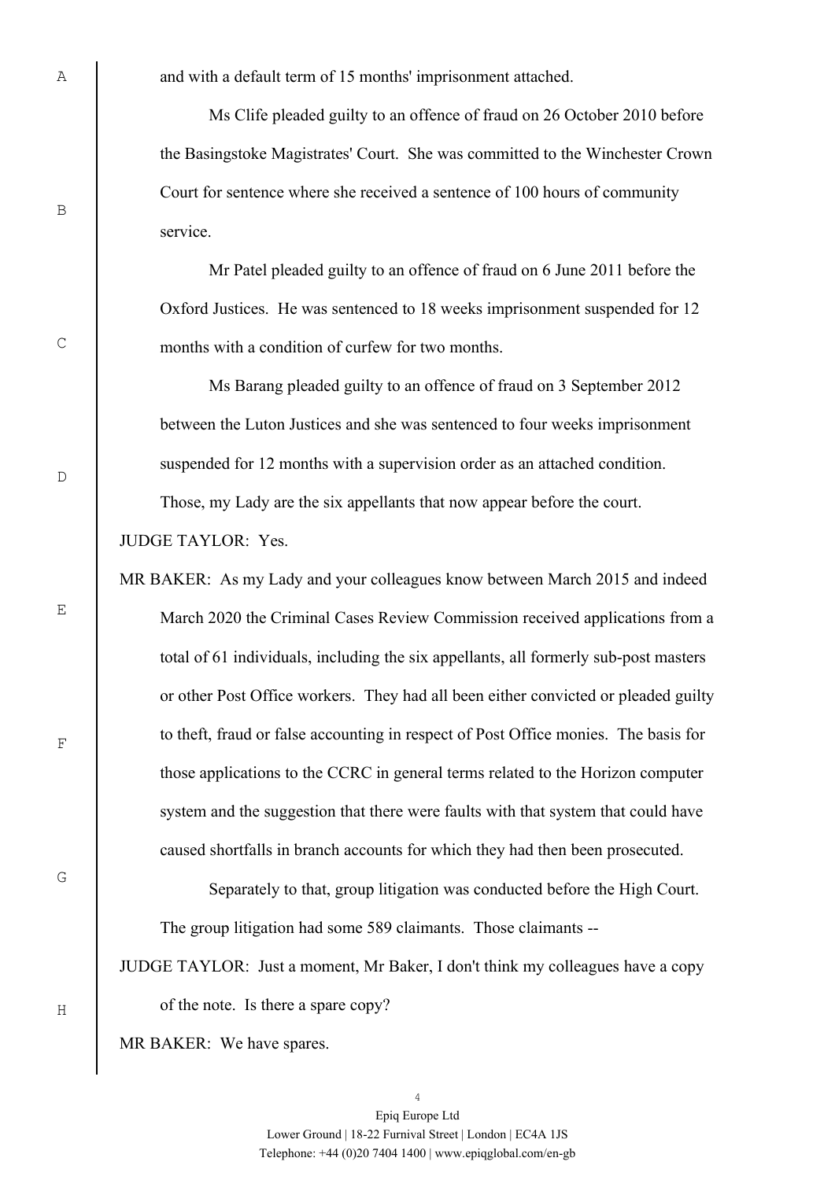and with a default term of 15 months' imprisonment attached.

Ms Clife pleaded guilty to an offence of fraud on 26 October 2010 before the Basingstoke Magistrates' Court. She was committed to the Winchester Crown Court for sentence where she received a sentence of 100 hours of community service.

Mr Patel pleaded guilty to an offence of fraud on 6 June 2011 before the Oxford Justices. He was sentenced to 18 weeks imprisonment suspended for 12 months with a condition of curfew for two months.

Ms Barang pleaded guilty to an offence of fraud on 3 September 2012 between the Luton Justices and she was sentenced to four weeks imprisonment suspended for 12 months with a supervision order as an attached condition.

Those, my Lady are the six appellants that now appear before the court.

JUDGE TAYLOR: Yes.

MR BAKER: As my Lady and your colleagues know between March 2015 and indeed March 2020 the Criminal Cases Review Commission received applications from a total of 61 individuals, including the six appellants, all formerly sub-post masters or other Post Office workers. They had all been either convicted or pleaded guilty to theft, fraud or false accounting in respect of Post Office monies. The basis for those applications to the CCRC in general terms related to the Horizon computer system and the suggestion that there were faults with that system that could have caused shortfalls in branch accounts for which they had then been prosecuted.

Separately to that, group litigation was conducted before the High Court. The group litigation had some 589 claimants. Those claimants --

JUDGE TAYLOR: Just a moment, Mr Baker, I don't think my colleagues have a copy of the note. Is there a spare copy?

MR BAKER: We have spares.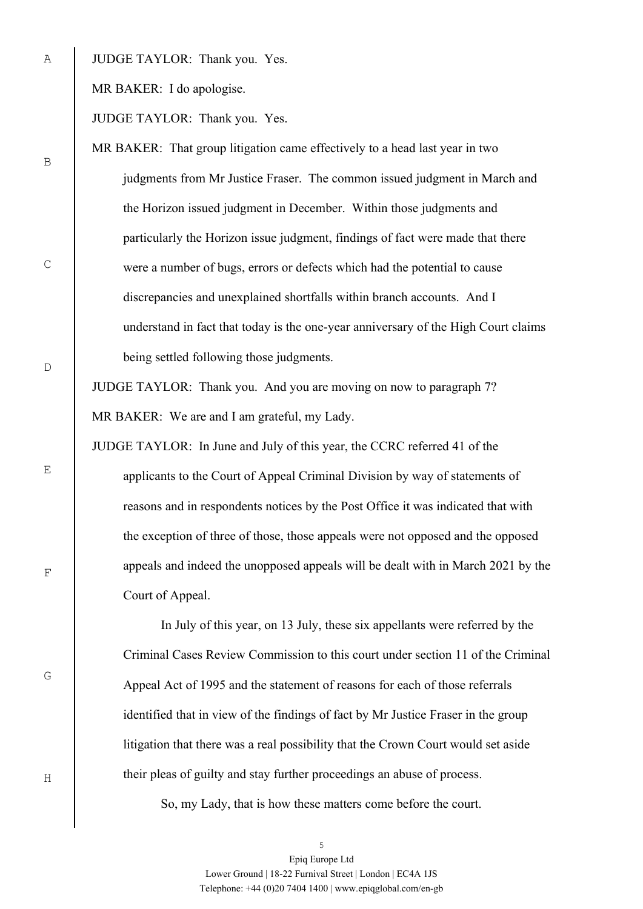JUDGE TAYLOR: Thank you. Yes.

MR BAKER: I do apologise.

JUDGE TAYLOR: Thank you. Yes.

MR BAKER: That group litigation came effectively to a head last year in two judgments from Mr Justice Fraser. The common issued judgment in March and the Horizon issued judgment in December. Within those judgments and particularly the Horizon issue judgment, findings of fact were made that there were a number of bugs, errors or defects which had the potential to cause discrepancies and unexplained shortfalls within branch accounts. And I understand in fact that today is the one-year anniversary of the High Court claims being settled following those judgments.

JUDGE TAYLOR: Thank you. And you are moving on now to paragraph 7?

MR BAKER: We are and I am grateful, my Lady.

JUDGE TAYLOR: In June and July of this year, the CCRC referred 41 of the applicants to the Court of Appeal Criminal Division by way of statements of reasons and in respondents notices by the Post Office it was indicated that with the exception of three of those, those appeals were not opposed and the opposed appeals and indeed the unopposed appeals will be dealt with in March 2021 by the Court of Appeal.

In July of this year, on 13 July, these six appellants were referred by the Criminal Cases Review Commission to this court under section 11 of the Criminal Appeal Act of 1995 and the statement of reasons for each of those referrals identified that in view of the findings of fact by Mr Justice Fraser in the group litigation that there was a real possibility that the Crown Court would set aside their pleas of guilty and stay further proceedings an abuse of process.

So, my Lady, that is how these matters come before the court.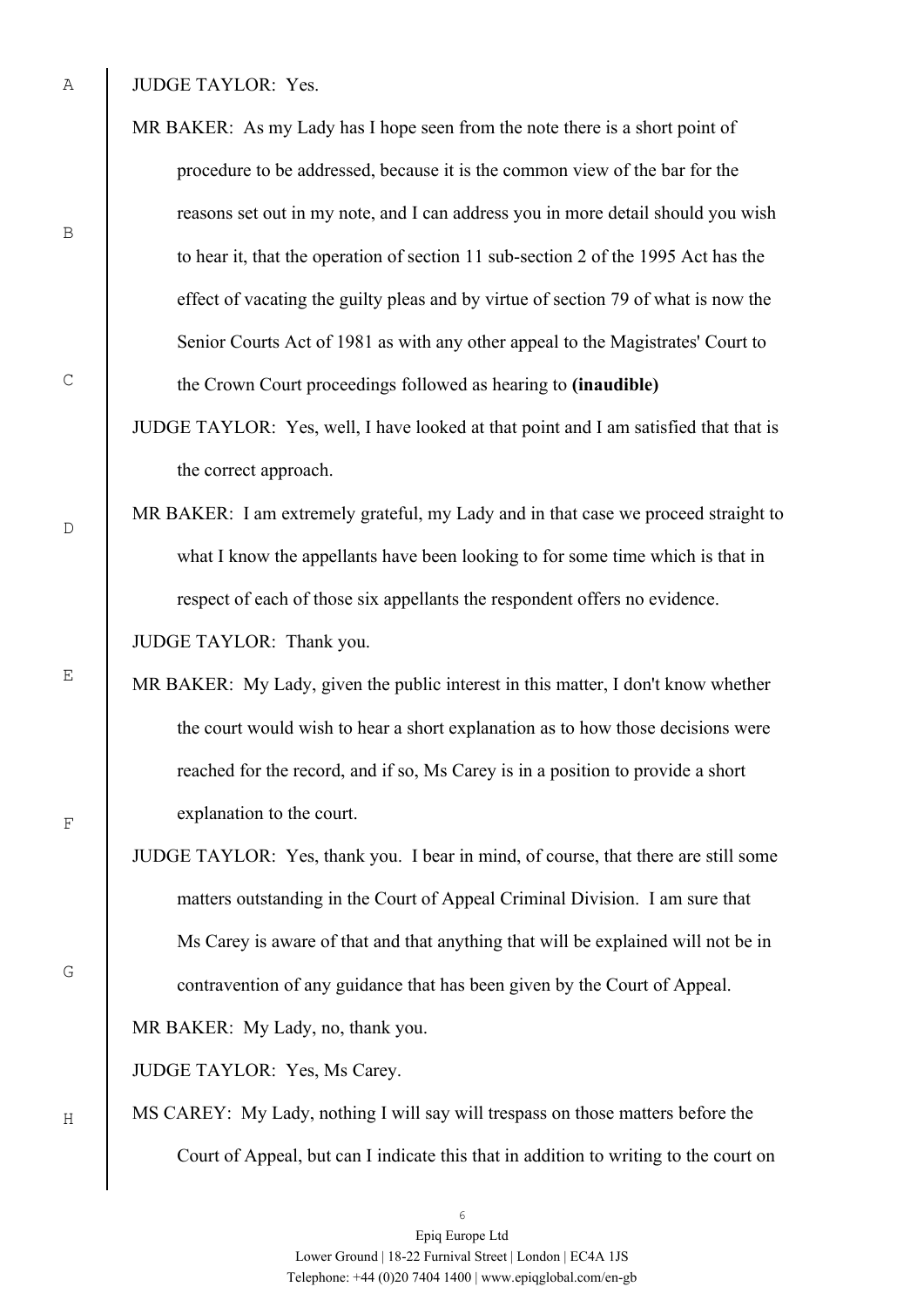JUDGE TAYLOR: Yes.

MR BAKER: As my Lady has I hope seen from the note there is a short point of procedure to be addressed, because it is the common view of the bar for the reasons set out in my note, and I can address you in more detail should you wish to hear it, that the operation of section 11 sub-section 2 of the 1995 Act has the effect of vacating the guilty pleas and by virtue of section 79 of what is now the Senior Courts Act of 1981 as with any other appeal to the Magistrates' Court to the Crown Court proceedings followed as hearing to **(inaudible)**

JUDGE TAYLOR: Yes, well, I have looked at that point and I am satisfied that that is the correct approach.

MR BAKER: I am extremely grateful, my Lady and in that case we proceed straight to what I know the appellants have been looking to for some time which is that in respect of each of those six appellants the respondent offers no evidence.

JUDGE TAYLOR: Thank you.

MR BAKER: My Lady, given the public interest in this matter, I don't know whether the court would wish to hear a short explanation as to how those decisions were reached for the record, and if so, Ms Carey is in a position to provide a short explanation to the court.

JUDGE TAYLOR: Yes, thank you. I bear in mind, of course, that there are still some matters outstanding in the Court of Appeal Criminal Division. I am sure that Ms Carey is aware of that and that anything that will be explained will not be in contravention of any guidance that has been given by the Court of Appeal.

MR BAKER: My Lady, no, thank you.

JUDGE TAYLOR: Yes, Ms Carey.

MS CAREY: My Lady, nothing I will say will trespass on those matters before the Court of Appeal, but can I indicate this that in addition to writing to the court on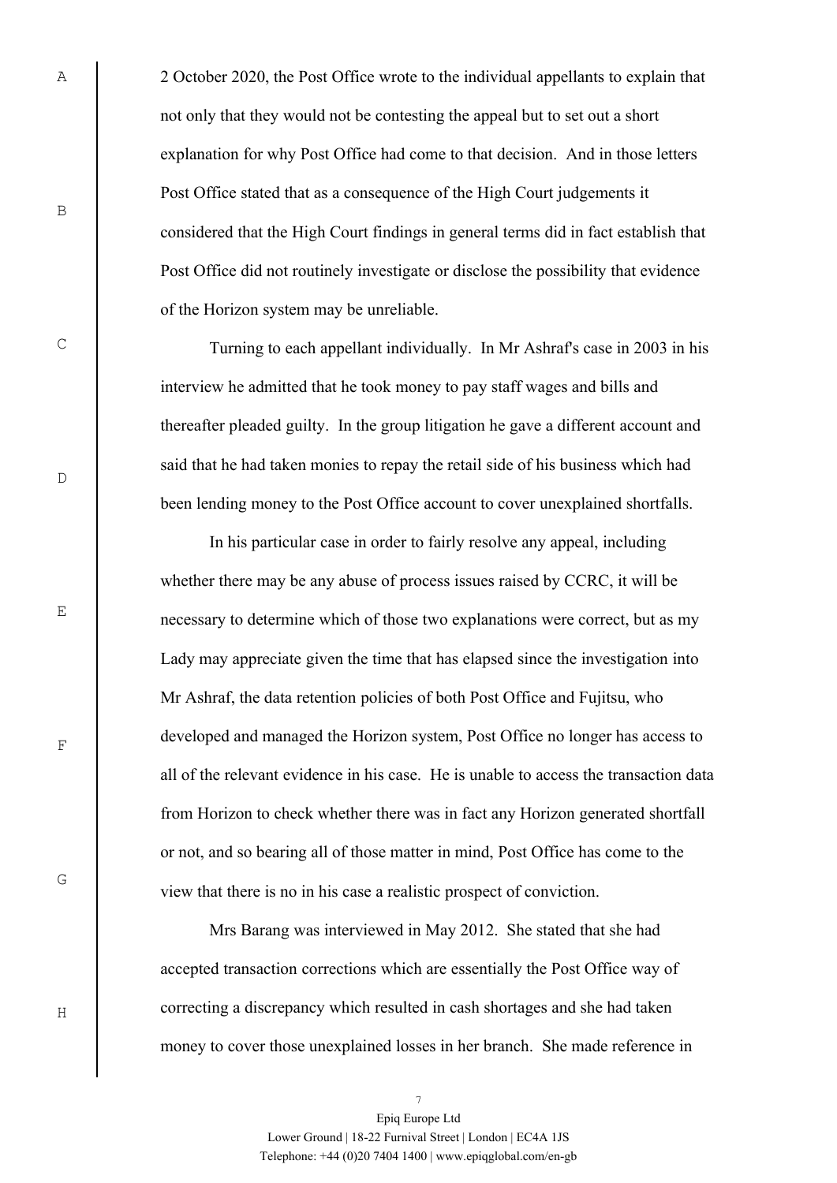2 October 2020, the Post Office wrote to the individual appellants to explain that not only that they would not be contesting the appeal but to set out a short explanation for why Post Office had come to that decision. And in those letters Post Office stated that as a consequence of the High Court judgements it considered that the High Court findings in general terms did in fact establish that Post Office did not routinely investigate or disclose the possibility that evidence of the Horizon system may be unreliable.

Turning to each appellant individually. In Mr Ashraf's case in 2003 in his interview he admitted that he took money to pay staff wages and bills and thereafter pleaded guilty. In the group litigation he gave a different account and said that he had taken monies to repay the retail side of his business which had been lending money to the Post Office account to cover unexplained shortfalls.

In his particular case in order to fairly resolve any appeal, including whether there may be any abuse of process issues raised by CCRC, it will be necessary to determine which of those two explanations were correct, but as my Lady may appreciate given the time that has elapsed since the investigation into Mr Ashraf, the data retention policies of both Post Office and Fujitsu, who developed and managed the Horizon system, Post Office no longer has access to all of the relevant evidence in his case. He is unable to access the transaction data from Horizon to check whether there was in fact any Horizon generated shortfall or not, and so bearing all of those matter in mind, Post Office has come to the view that there is no in his case a realistic prospect of conviction.

Mrs Barang was interviewed in May 2012. She stated that she had accepted transaction corrections which are essentially the Post Office way of correcting a discrepancy which resulted in cash shortages and she had taken money to cover those unexplained losses in her branch. She made reference in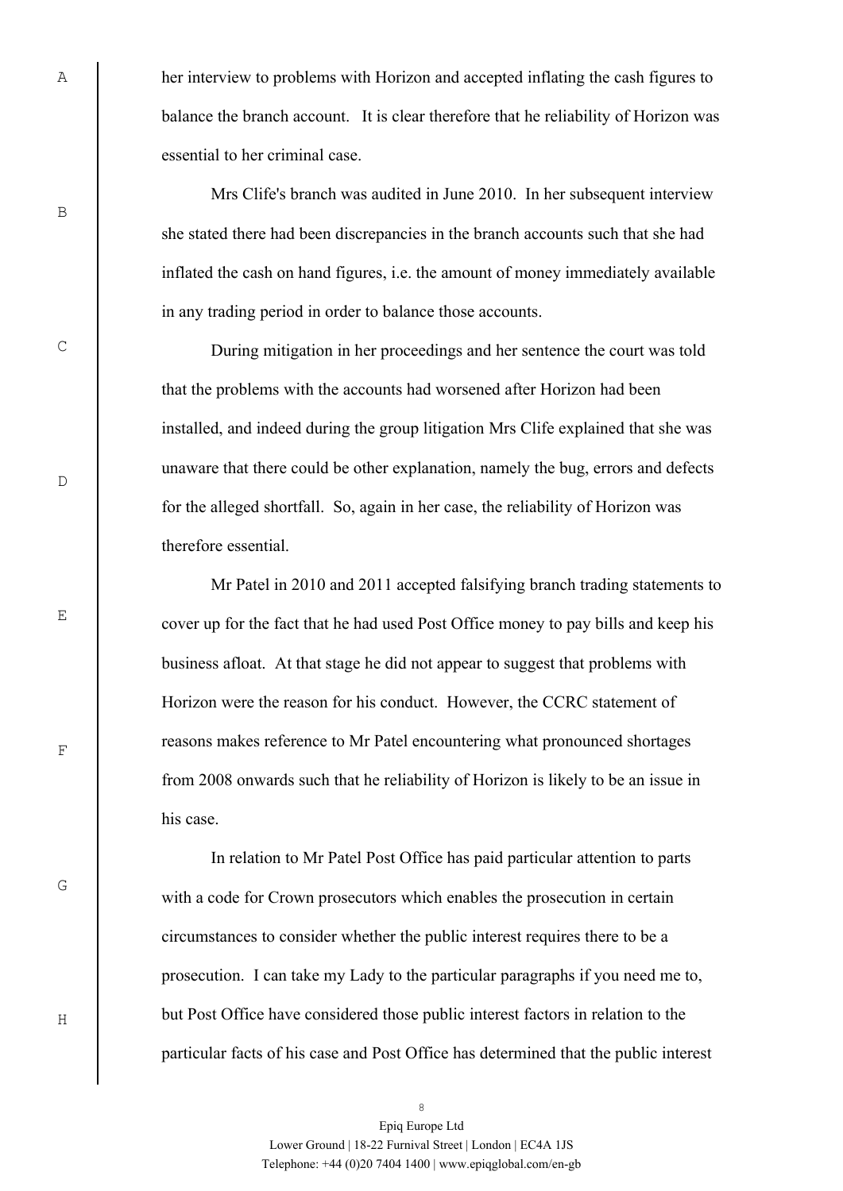her interview to problems with Horizon and accepted inflating the cash figures to balance the branch account. It is clear therefore that he reliability of Horizon was essential to her criminal case.

Mrs Clife's branch was audited in June 2010. In her subsequent interview she stated there had been discrepancies in the branch accounts such that she had inflated the cash on hand figures, i.e. the amount of money immediately available in any trading period in order to balance those accounts.

During mitigation in her proceedings and her sentence the court was told that the problems with the accounts had worsened after Horizon had been installed, and indeed during the group litigation Mrs Clife explained that she was unaware that there could be other explanation, namely the bug, errors and defects for the alleged shortfall. So, again in her case, the reliability of Horizon was therefore essential.

Mr Patel in 2010 and 2011 accepted falsifying branch trading statements to cover up for the fact that he had used Post Office money to pay bills and keep his business afloat. At that stage he did not appear to suggest that problems with Horizon were the reason for his conduct. However, the CCRC statement of reasons makes reference to Mr Patel encountering what pronounced shortages from 2008 onwards such that he reliability of Horizon is likely to be an issue in his case.

In relation to Mr Patel Post Office has paid particular attention to parts with a code for Crown prosecutors which enables the prosecution in certain circumstances to consider whether the public interest requires there to be a prosecution. I can take my Lady to the particular paragraphs if you need me to, but Post Office have considered those public interest factors in relation to the particular facts of his case and Post Office has determined that the public interest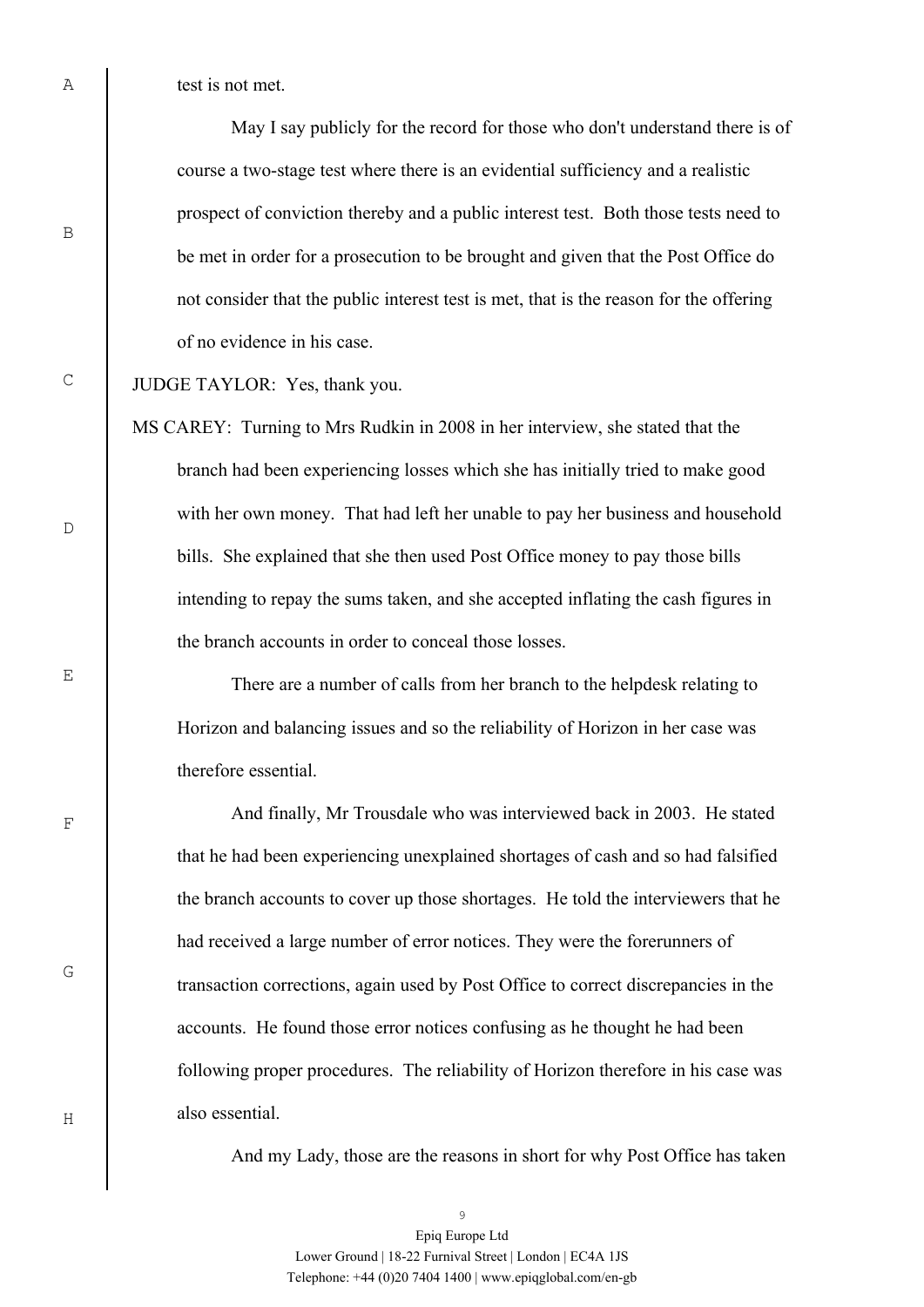test is not met.

May I say publicly for the record for those who don't understand there is of course a two-stage test where there is an evidential sufficiency and a realistic prospect of conviction thereby and a public interest test. Both those tests need to be met in order for a prosecution to be brought and given that the Post Office do not consider that the public interest test is met, that is the reason for the offering of no evidence in his case.

JUDGE TAYLOR: Yes, thank you.

MS CAREY: Turning to Mrs Rudkin in 2008 in her interview, she stated that the branch had been experiencing losses which she has initially tried to make good with her own money. That had left her unable to pay her business and household bills. She explained that she then used Post Office money to pay those bills intending to repay the sums taken, and she accepted inflating the cash figures in the branch accounts in order to conceal those losses.

There are a number of calls from her branch to the helpdesk relating to Horizon and balancing issues and so the reliability of Horizon in her case was therefore essential.

And finally, Mr Trousdale who was interviewed back in 2003. He stated that he had been experiencing unexplained shortages of cash and so had falsified the branch accounts to cover up those shortages. He told the interviewers that he had received a large number of error notices. They were the forerunners of transaction corrections, again used by Post Office to correct discrepancies in the accounts. He found those error notices confusing as he thought he had been following proper procedures. The reliability of Horizon therefore in his case was also essential.

And my Lady, those are the reasons in short for why Post Office has taken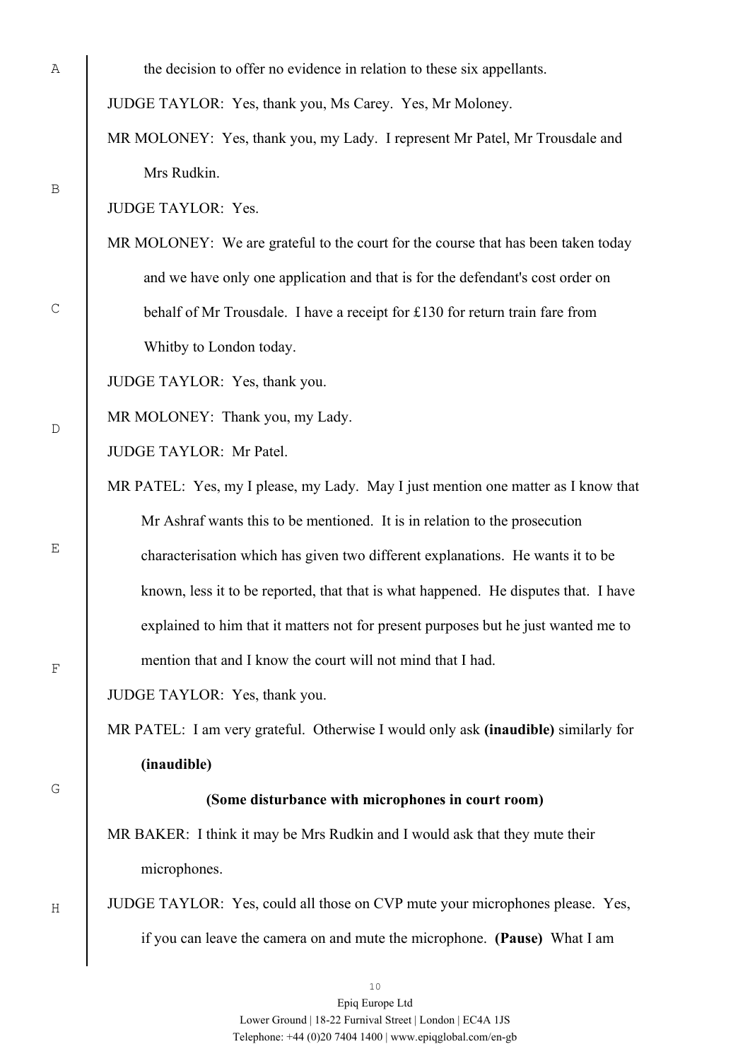the decision to offer no evidence in relation to these six appellants.

JUDGE TAYLOR: Yes, thank you, Ms Carey. Yes, Mr Moloney.

MR MOLONEY: Yes, thank you, my Lady. I represent Mr Patel, Mr Trousdale and Mrs Rudkin.

JUDGE TAYLOR: Yes.

MR MOLONEY: We are grateful to the court for the course that has been taken today and we have only one application and that is for the defendant's cost order on behalf of Mr Trousdale. I have a receipt for £130 for return train fare from Whitby to London today.

JUDGE TAYLOR: Yes, thank you.

MR MOLONEY: Thank you, my Lady.

JUDGE TAYLOR: Mr Patel.

MR PATEL: Yes, my I please, my Lady. May I just mention one matter as I know that Mr Ashraf wants this to be mentioned. It is in relation to the prosecution characterisation which has given two different explanations. He wants it to be known, less it to be reported, that that is what happened. He disputes that. I have explained to him that it matters not for present purposes but he just wanted me to mention that and I know the court will not mind that I had.

JUDGE TAYLOR: Yes, thank you.

MR PATEL: I am very grateful. Otherwise I would only ask **(inaudible)** similarly for **(inaudible)**

**(Some disturbance with microphones in court room)**

MR BAKER: I think it may be Mrs Rudkin and I would ask that they mute their microphones.

JUDGE TAYLOR: Yes, could all those on CVP mute your microphones please. Yes, if you can leave the camera on and mute the microphone. **(Pause)** What I am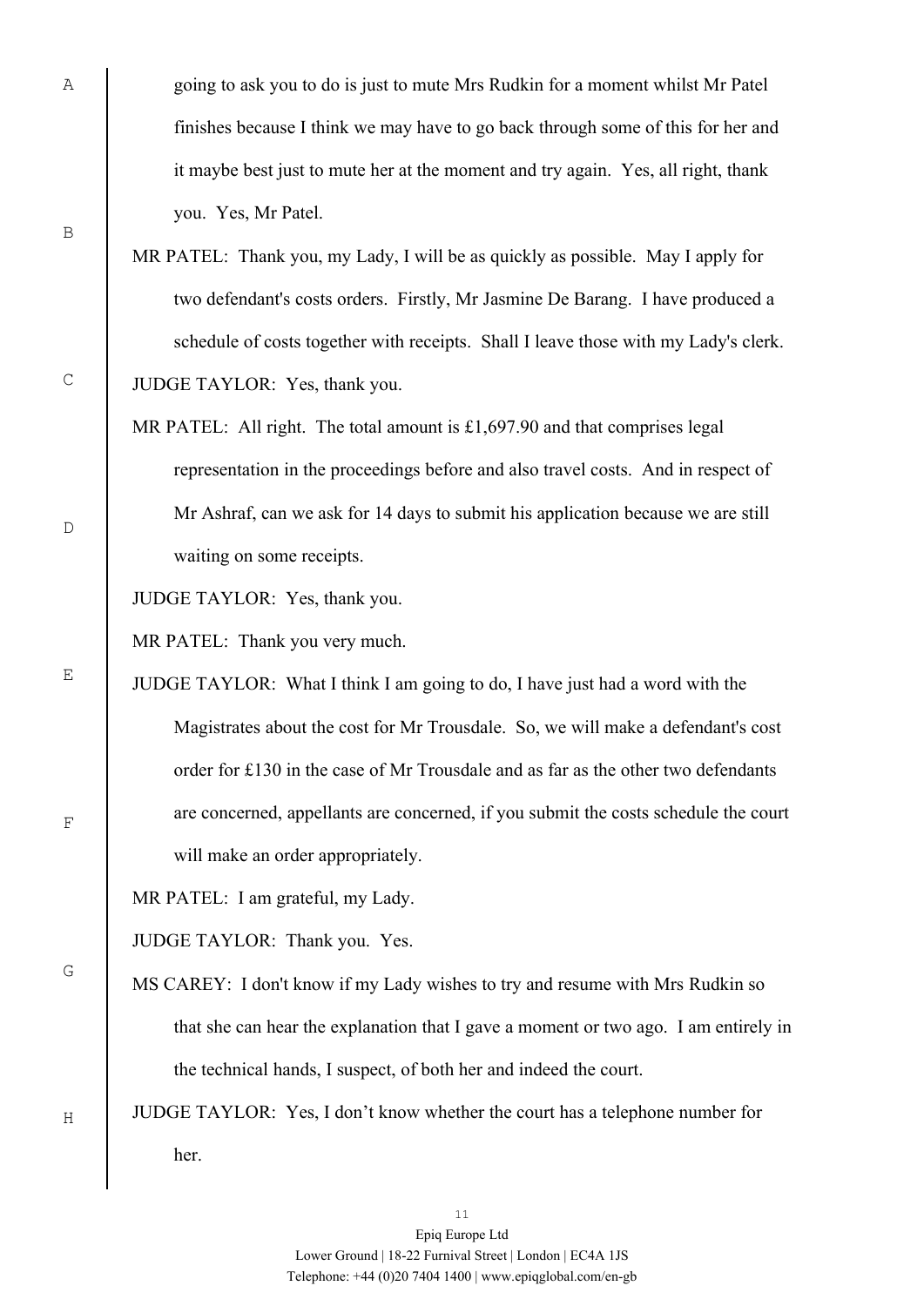going to ask you to do is just to mute Mrs Rudkin for a moment whilst Mr Patel finishes because I think we may have to go back through some of this for her and it maybe best just to mute her at the moment and try again. Yes, all right, thank you. Yes, Mr Patel.

MR PATEL: Thank you, my Lady, I will be as quickly as possible. May I apply for two defendant's costs orders. Firstly, Mr Jasmine De Barang. I have produced a schedule of costs together with receipts. Shall I leave those with my Lady's clerk.

JUDGE TAYLOR: Yes, thank you.

MR PATEL: All right. The total amount is £1,697.90 and that comprises legal representation in the proceedings before and also travel costs. And in respect of Mr Ashraf, can we ask for 14 days to submit his application because we are still waiting on some receipts.

JUDGE TAYLOR: Yes, thank you.

MR PATEL: Thank you very much.

JUDGE TAYLOR: What I think I am going to do, I have just had a word with the Magistrates about the cost for Mr Trousdale. So, we will make a defendant's cost order for £130 in the case of Mr Trousdale and as far as the other two defendants are concerned, appellants are concerned, if you submit the costs schedule the court will make an order appropriately.

MR PATEL: I am grateful, my Lady.

JUDGE TAYLOR: Thank you. Yes.

MS CAREY: I don't know if my Lady wishes to try and resume with Mrs Rudkin so that she can hear the explanation that I gave a moment or two ago. I am entirely in the technical hands, I suspect, of both her and indeed the court.

JUDGE TAYLOR: Yes, I don't know whether the court has a telephone number for her.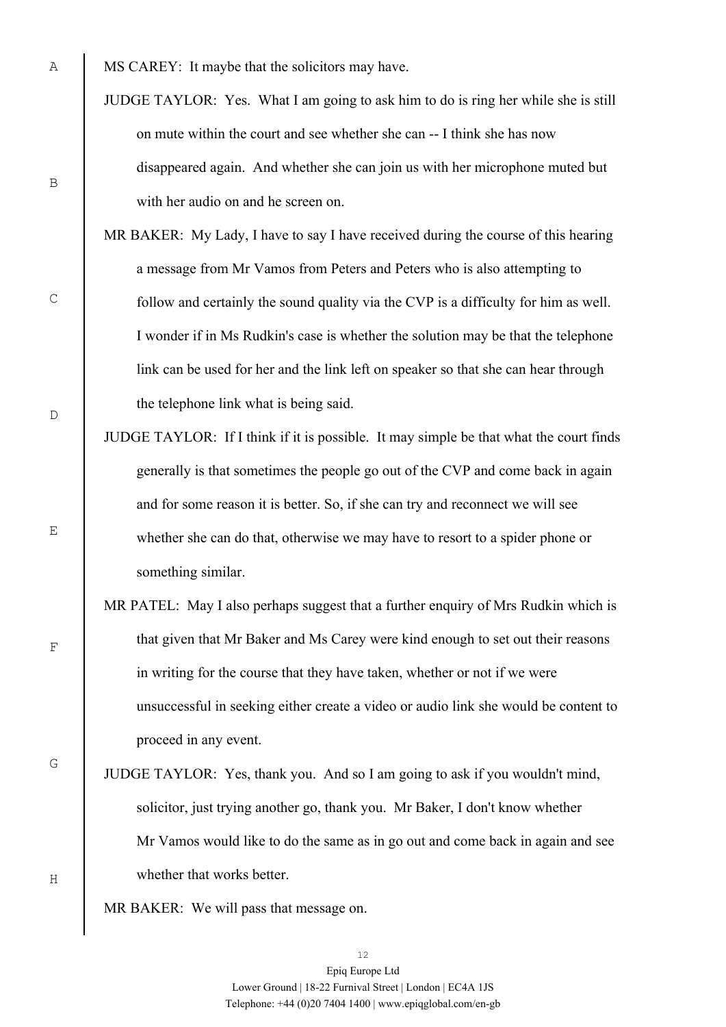MS CAREY: It maybe that the solicitors may have.

JUDGE TAYLOR: Yes. What I am going to ask him to do is ring her while she is still on mute within the court and see whether she can -- I think she has now disappeared again. And whether she can join us with her microphone muted but with her audio on and he screen on.

MR BAKER: My Lady, I have to say I have received during the course of this hearing a message from Mr Vamos from Peters and Peters who is also attempting to follow and certainly the sound quality via the CVP is a difficulty for him as well. I wonder if in Ms Rudkin's case is whether the solution may be that the telephone link can be used for her and the link left on speaker so that she can hear through the telephone link what is being said.

JUDGE TAYLOR: If I think if it is possible. It may simple be that what the court finds generally is that sometimes the people go out of the CVP and come back in again and for some reason it is better. So, if she can try and reconnect we will see whether she can do that, otherwise we may have to resort to a spider phone or something similar.

MR PATEL: May I also perhaps suggest that a further enquiry of Mrs Rudkin which is that given that Mr Baker and Ms Carey were kind enough to set out their reasons in writing for the course that they have taken, whether or not if we were unsuccessful in seeking either create a video or audio link she would be content to proceed in any event.

JUDGE TAYLOR: Yes, thank you. And so I am going to ask if you wouldn't mind, solicitor, just trying another go, thank you. Mr Baker, I don't know whether Mr Vamos would like to do the same as in go out and come back in again and see whether that works better.

MR BAKER: We will pass that message on.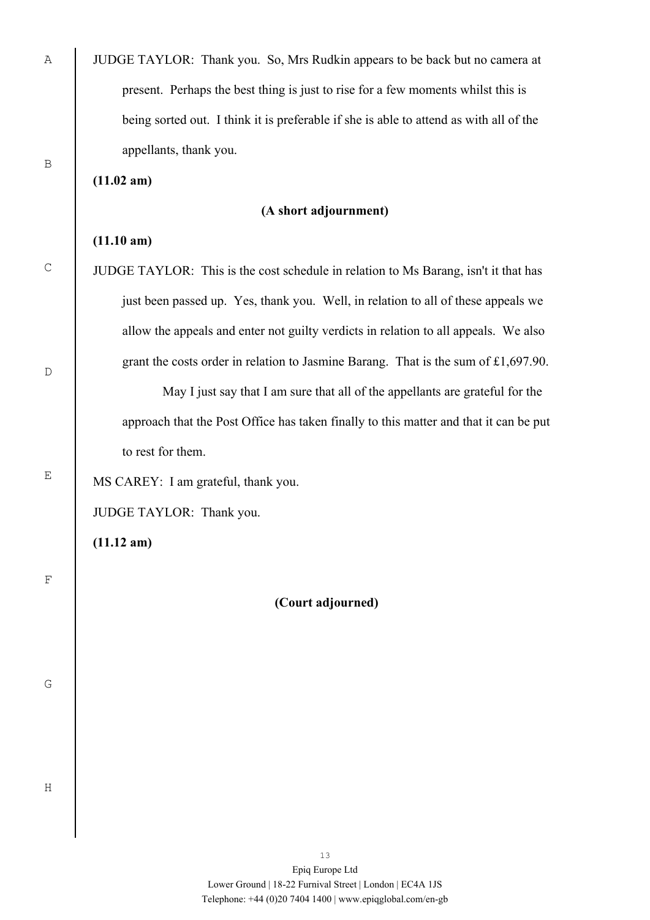JUDGE TAYLOR: Thank you. So, Mrs Rudkin appears to be back but no camera at present. Perhaps the best thing is just to rise for a few moments whilst this is being sorted out. I think it is preferable if she is able to attend as with all of the appellants, thank you.

**(11.02 am)**

**(A short adjournment)**

**(11.10 am)**

JUDGE TAYLOR: This is the cost schedule in relation to Ms Barang, isn't it that has just been passed up. Yes, thank you. Well, in relation to all of these appeals we allow the appeals and enter not guilty verdicts in relation to all appeals. We also grant the costs order in relation to Jasmine Barang. That is the sum of £1,697.90.

May I just say that I am sure that all of the appellants are grateful for the approach that the Post Office has taken finally to this matter and that it can be put to rest for them.

MS CAREY: I am grateful, thank you.

JUDGE TAYLOR: Thank you.

**(11.12 am)**

**(Court adjourned)**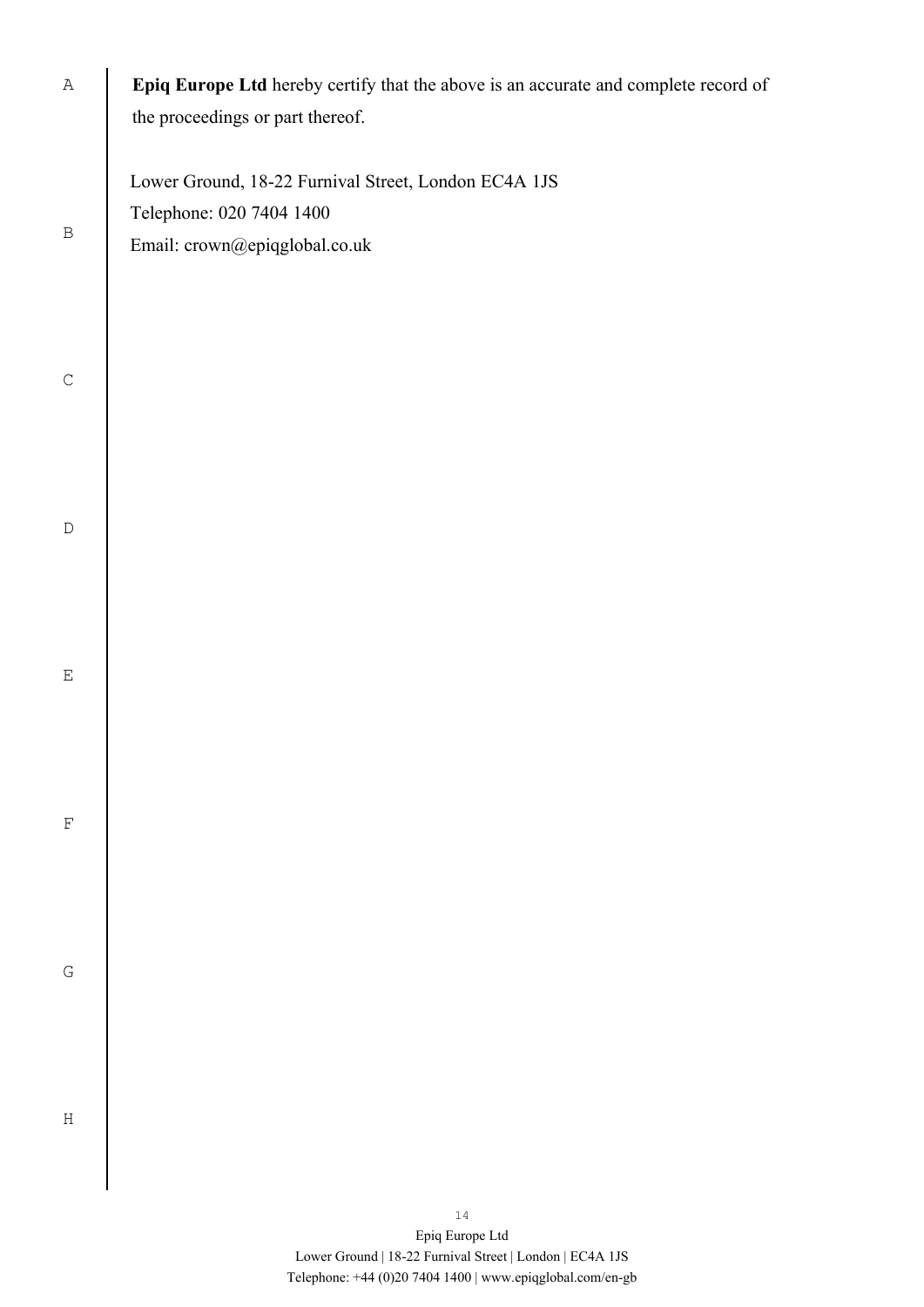**Epiq Europe Ltd** hereby certify that the above is an accurate and complete record of the proceedings or part thereof.

Lower Ground, 18-22 Furnival Street, London EC4A 1JS
Telephone: 020 7404 1400
Email: crown@epiqglobal.co.uk